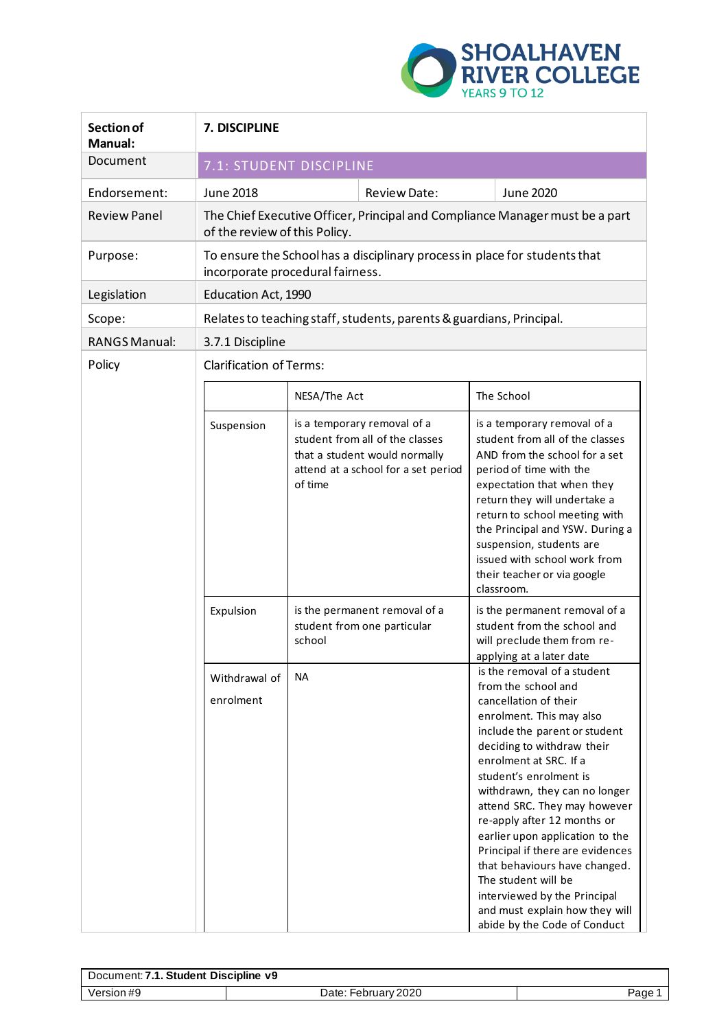SHOALHAVEN RIVER COLLEGE
YEARS 9 TO 12

| Section of Manual: | 7. DISCIPLINE | | |
|---|---|---|---|
| Document | 7.1: STUDENT DISCIPLINE | | |
| Endorsement: | June 2018 | Review Date: | June 2020 |
| Review Panel | The Chief Executive Officer, Principal and Compliance Manager must be a part of the review of this Policy. | | |
| Purpose: | To ensure the School has a disciplinary process in place for students that incorporate procedural fairness. | | |
| Legislation | Education Act, 1990 | | |
| Scope: | Relates to teaching staff, students, parents & guardians, Principal. | | |
| RANGS Manual: | 3.7.1 Discipline | | |
| Policy | Clarification of Terms: | | |

| | NESA/The Act | The School |
|---|---|---|
| Suspension | is a temporary removal of a student from all of the classes that a student would normally attend at a school for a set period of time | is a temporary removal of a student from all of the classes AND from the school for a set period of time with the expectation that when they return they will undertake a return to school meeting with the Principal and YSW. During a suspension, students are issued with school work from their teacher or via google classroom. |
| Expulsion | is the permanent removal of a student from one particular school | is the permanent removal of a student from the school and will preclude them from re-applying at a later date |
| Withdrawal of enrolment | NA | is the removal of a student from the school and cancellation of their enrolment. This may also include the parent or student deciding to withdraw their enrolment at SRC. If a student's enrolment is withdrawn, they can no longer attend SRC. They may however re-apply after 12 months or earlier upon application to the Principal if there are evidences that behaviours have changed. The student will be interviewed by the Principal and must explain how they will abide by the Code of Conduct |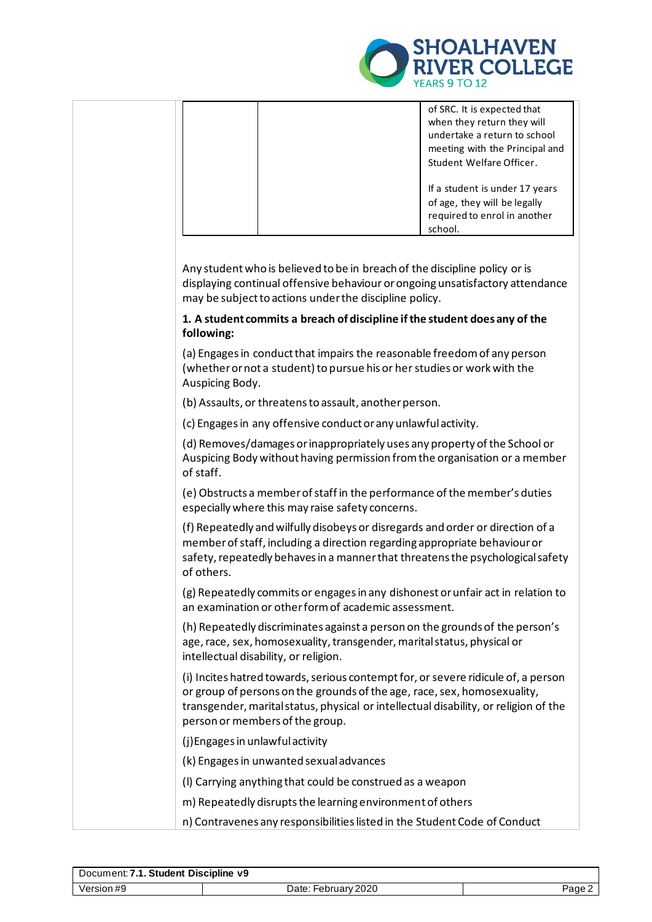| | | of SRC. It is expected that when they return they will undertake a return to school meeting with the Principal and Student Welfare Officer.<br><br>If a student is under 17 years of age, they will be legally required to enrol in another school. |
|---|---|---|

Any student who is believed to be in breach of the discipline policy or is displaying continual offensive behaviour or ongoing unsatisfactory attendance may be subject to actions under the discipline policy.

**1. A student commits a breach of discipline if the student does any of the following:**

(a) Engages in conduct that impairs the reasonable freedom of any person (whether or not a student) to pursue his or her studies or work with the Auspicing Body.

(b) Assaults, or threatens to assault, another person.

(c) Engages in any offensive conduct or any unlawful activity.

(d) Removes/damages or inappropriately uses any property of the School or Auspicing Body without having permission from the organisation or a member of staff.

(e) Obstructs a member of staff in the performance of the member's duties especially where this may raise safety concerns.

(f) Repeatedly and wilfully disobeys or disregards and order or direction of a member of staff, including a direction regarding appropriate behaviour or safety, repeatedly behaves in a manner that threatens the psychological safety of others.

(g) Repeatedly commits or engages in any dishonest or unfair act in relation to an examination or other form of academic assessment.

(h) Repeatedly discriminates against a person on the grounds of the person's age, race, sex, homosexuality, transgender, marital status, physical or intellectual disability, or religion.

(i) Incites hatred towards, serious contempt for, or severe ridicule of, a person or group of persons on the grounds of the age, race, sex, homosexuality, transgender, marital status, physical or intellectual disability, or religion of the person or members of the group.

(j) Engages in unlawful activity

(k) Engages in unwanted sexual advances

(l) Carrying anything that could be construed as a weapon

m) Repeatedly disrupts the learning environment of others

n) Contravenes any responsibilities listed in the Student Code of Conduct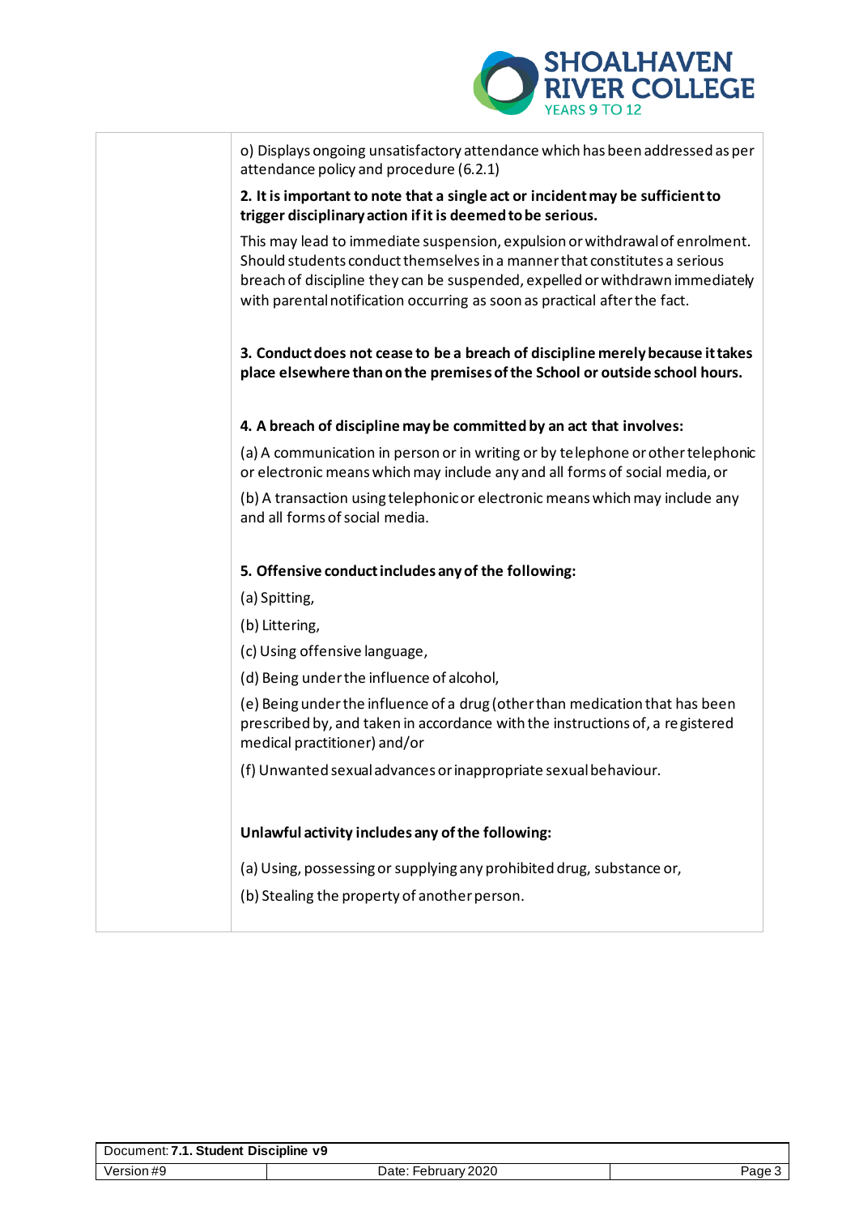| | |
|---|---|
| | o) Displays ongoing unsatisfactory attendance which has been addressed as per attendance policy and procedure (6.2.1)<br><br>**2. It is important to note that a single act or incident may be sufficient to trigger disciplinary action if it is deemed to be serious.**<br><br>This may lead to immediate suspension, expulsion or withdrawal of enrolment. Should students conduct themselves in a manner that constitutes a serious breach of discipline they can be suspended, expelled or withdrawn immediately with parental notification occurring as soon as practical after the fact.<br><br>**3. Conduct does not cease to be a breach of discipline merely because it takes place elsewhere than on the premises of the School or outside school hours.**<br><br>**4. A breach of discipline may be committed by an act that involves:**<br><br>(a) A communication in person or in writing or by telephone or other telephonic or electronic means which may include any and all forms of social media, or<br><br>(b) A transaction using telephonic or electronic means which may include any and all forms of social media.<br><br>**5. Offensive conduct includes any of the following:**<br><br>(a) Spitting,<br><br>(b) Littering,<br><br>(c) Using offensive language,<br><br>(d) Being under the influence of alcohol,<br><br>(e) Being under the influence of a drug (other than medication that has been prescribed by, and taken in accordance with the instructions of, a registered medical practitioner) and/or<br><br>(f) Unwanted sexual advances or inappropriate sexual behaviour.<br><br>**Unlawful activity includes any of the following:**<br><br>(a) Using, possessing or supplying any prohibited drug, substance or,<br><br>(b) Stealing the property of another person. |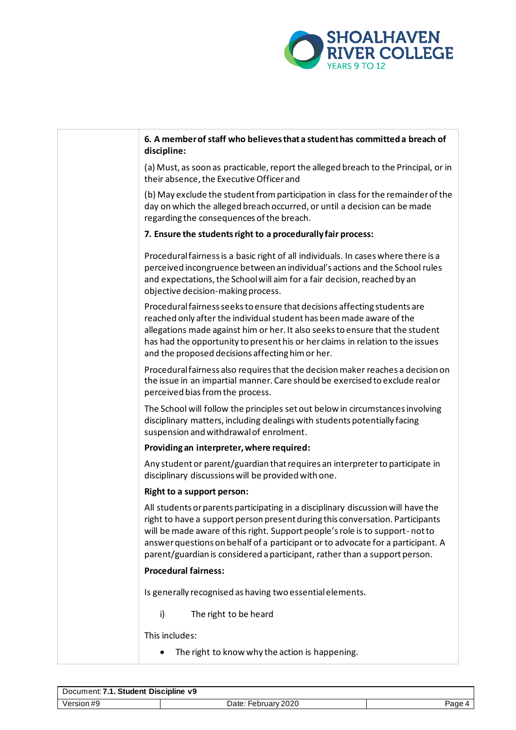**6. A member of staff who believes that a student has committed a breach of discipline:**

(a) Must, as soon as practicable, report the alleged breach to the Principal, or in their absence, the Executive Officer and

(b) May exclude the student from participation in class for the remainder of the day on which the alleged breach occurred, or until a decision can be made regarding the consequences of the breach.

**7. Ensure the students right to a procedurally fair process:**

Procedural fairness is a basic right of all individuals. In cases where there is a perceived incongruence between an individual's actions and the School rules and expectations, the School will aim for a fair decision, reached by an objective decision-making process.

Procedural fairness seeks to ensure that decisions affecting students are reached only after the individual student has been made aware of the allegations made against him or her. It also seeks to ensure that the student has had the opportunity to present his or her claims in relation to the issues and the proposed decisions affecting him or her.

Procedural fairness also requires that the decision maker reaches a decision on the issue in an impartial manner. Care should be exercised to exclude real or perceived bias from the process.

The School will follow the principles set out below in circumstances involving disciplinary matters, including dealings with students potentially facing suspension and withdrawal of enrolment.

**Providing an interpreter, where required:**

Any student or parent/guardian that requires an interpreter to participate in disciplinary discussions will be provided with one.

**Right to a support person:**

All students or parents participating in a disciplinary discussion will have the right to have a support person present during this conversation. Participants will be made aware of this right. Support people's role is to support - not to answer questions on behalf of a participant or to advocate for a participant. A parent/guardian is considered a participant, rather than a support person.

**Procedural fairness:**

Is generally recognised as having two essential elements.

i) The right to be heard

This includes:

- The right to know why the action is happening.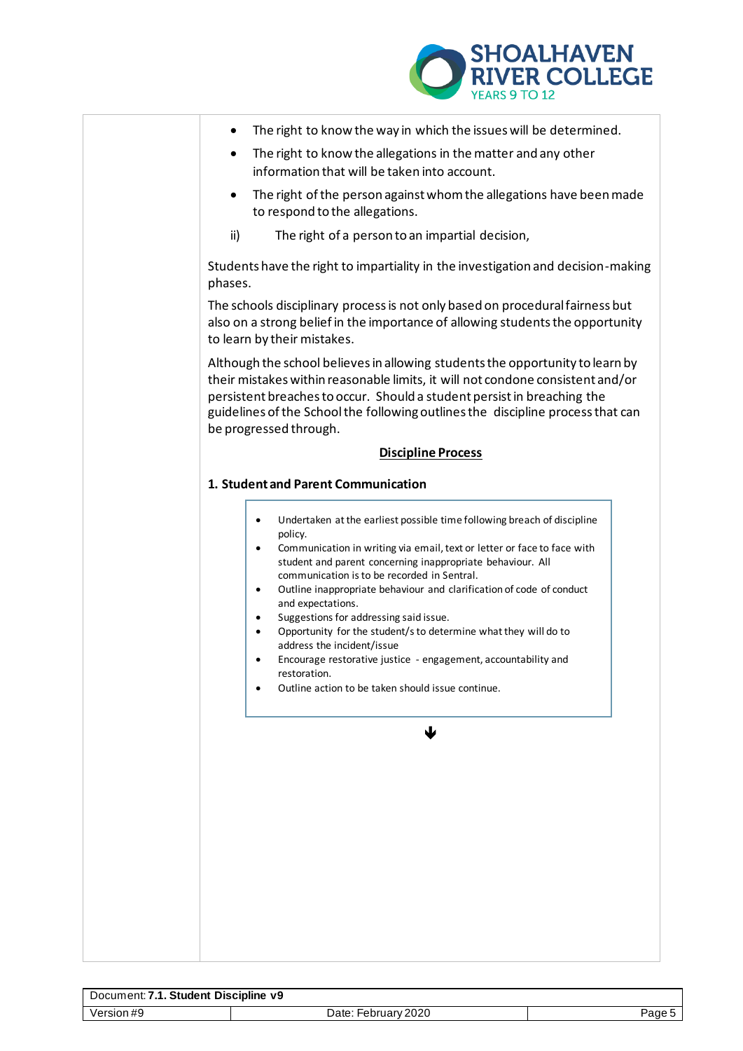- The right to know the way in which the issues will be determined.
- The right to know the allegations in the matter and any other information that will be taken into account.
- The right of the person against whom the allegations have been made to respond to the allegations.

ii) The right of a person to an impartial decision,

Students have the right to impartiality in the investigation and decision-making phases.

The schools disciplinary process is not only based on procedural fairness but also on a strong belief in the importance of allowing students the opportunity to learn by their mistakes.

Although the school believes in allowing students the opportunity to learn by their mistakes within reasonable limits, it will not condone consistent and/or persistent breaches to occur. Should a student persist in breaching the guidelines of the School the following outlines the discipline process that can be progressed through.

## Discipline Process

### 1. Student and Parent Communication

- Undertaken at the earliest possible time following breach of discipline policy.
- Communication in writing via email, text or letter or face to face with student and parent concerning inappropriate behaviour. All communication is to be recorded in Sentral.
- Outline inappropriate behaviour and clarification of code of conduct and expectations.
- Suggestions for addressing said issue.
- Opportunity for the student/s to determine what they will do to address the incident/issue
- Encourage restorative justice - engagement, accountability and restoration.
- Outline action to be taken should issue continue.

↓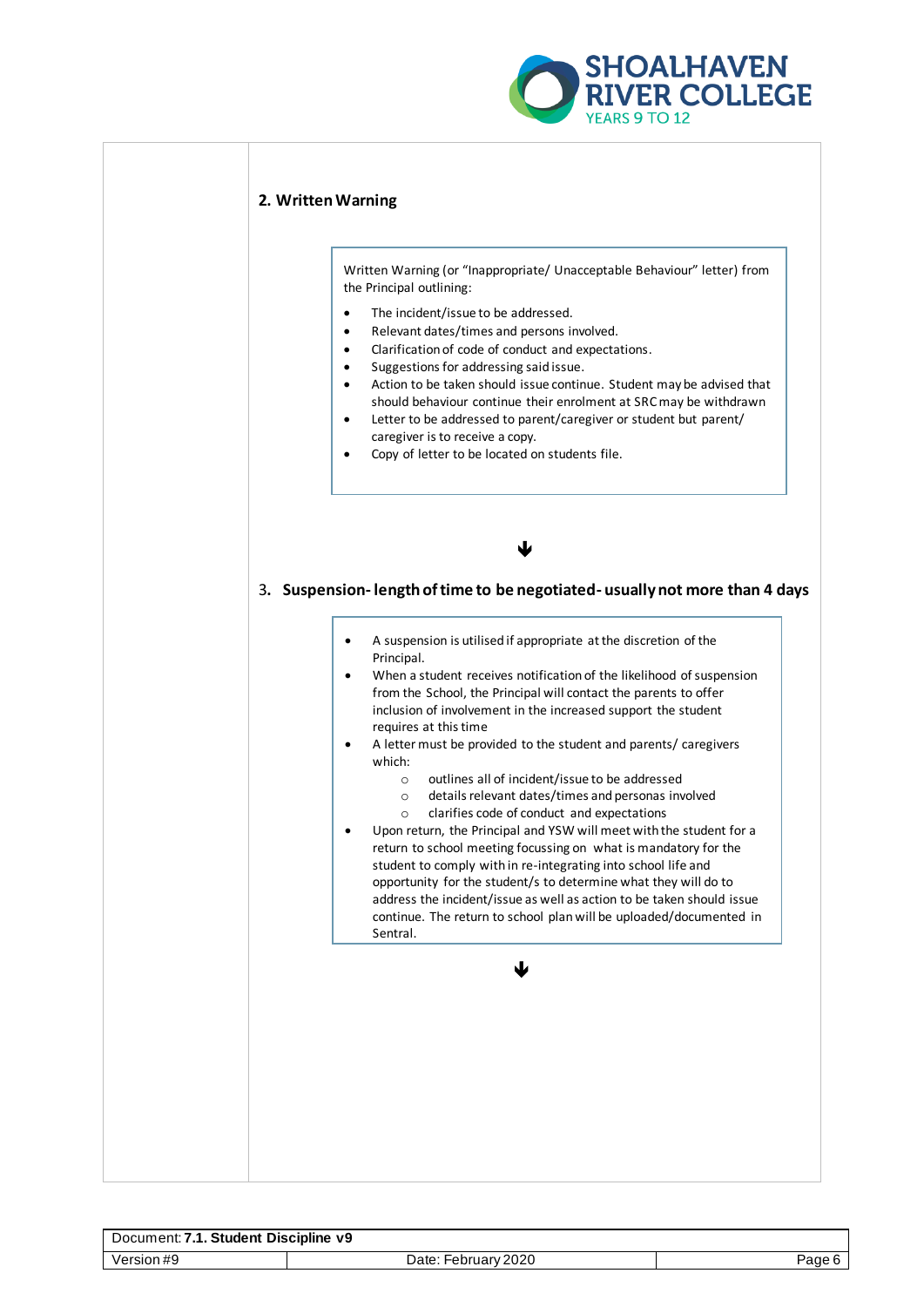## 2. Written Warning

Written Warning (or "Inappropriate/ Unacceptable Behaviour" letter) from the Principal outlining:

- The incident/issue to be addressed.
- Relevant dates/times and persons involved.
- Clarification of code of conduct and expectations.
- Suggestions for addressing said issue.
- Action to be taken should issue continue. Student may be advised that should behaviour continue their enrolment at SRC may be withdrawn
- Letter to be addressed to parent/caregiver or student but parent/ caregiver is to receive a copy.
- Copy of letter to be located on students file.

↓

## 3. Suspension- length of time to be negotiated- usually not more than 4 days

- A suspension is utilised if appropriate at the discretion of the Principal.
- When a student receives notification of the likelihood of suspension from the School, the Principal will contact the parents to offer inclusion of involvement in the increased support the student requires at this time
- A letter must be provided to the student and parents/ caregivers which:
  - outlines all of incident/issue to be addressed
  - details relevant dates/times and personas involved
  - clarifies code of conduct and expectations
- Upon return, the Principal and YSW will meet with the student for a return to school meeting focussing on what is mandatory for the student to comply with in re-integrating into school life and opportunity for the student/s to determine what they will do to address the incident/issue as well as action to be taken should issue continue. The return to school plan will be uploaded/documented in Sentral.

↓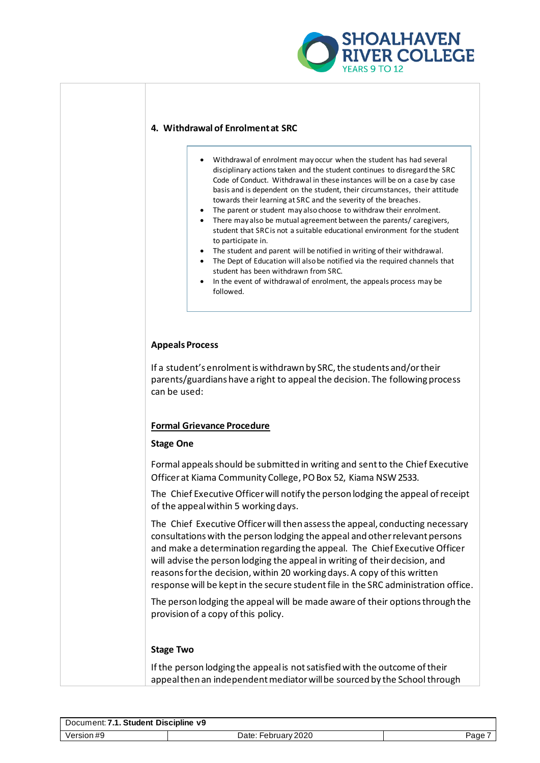## 4. Withdrawal of Enrolment at SRC

- Withdrawal of enrolment may occur when the student has had several disciplinary actions taken and the student continues to disregard the SRC Code of Conduct. Withdrawal in these instances will be on a case by case basis and is dependent on the student, their circumstances, their attitude towards their learning at SRC and the severity of the breaches.
- The parent or student may also choose to withdraw their enrolment.
- There may also be mutual agreement between the parents/ caregivers, student that SRC is not a suitable educational environment for the student to participate in.
- The student and parent will be notified in writing of their withdrawal.
- The Dept of Education will also be notified via the required channels that student has been withdrawn from SRC.
- In the event of withdrawal of enrolment, the appeals process may be followed.

**Appeals Process**

If a student's enrolment is withdrawn by SRC, the students and/or their parents/guardians have a right to appeal the decision. The following process can be used:

**Formal Grievance Procedure**

**Stage One**

Formal appeals should be submitted in writing and sent to the Chief Executive Officer at Kiama Community College, PO Box 52, Kiama NSW 2533.

The Chief Executive Officer will notify the person lodging the appeal of receipt of the appeal within 5 working days.

The Chief Executive Officer will then assess the appeal, conducting necessary consultations with the person lodging the appeal and other relevant persons and make a determination regarding the appeal. The Chief Executive Officer will advise the person lodging the appeal in writing of their decision, and reasons for the decision, within 20 working days. A copy of this written response will be kept in the secure student file in the SRC administration office.

The person lodging the appeal will be made aware of their options through the provision of a copy of this policy.

**Stage Two**

If the person lodging the appeal is not satisfied with the outcome of their appeal then an independent mediator will be sourced by the School through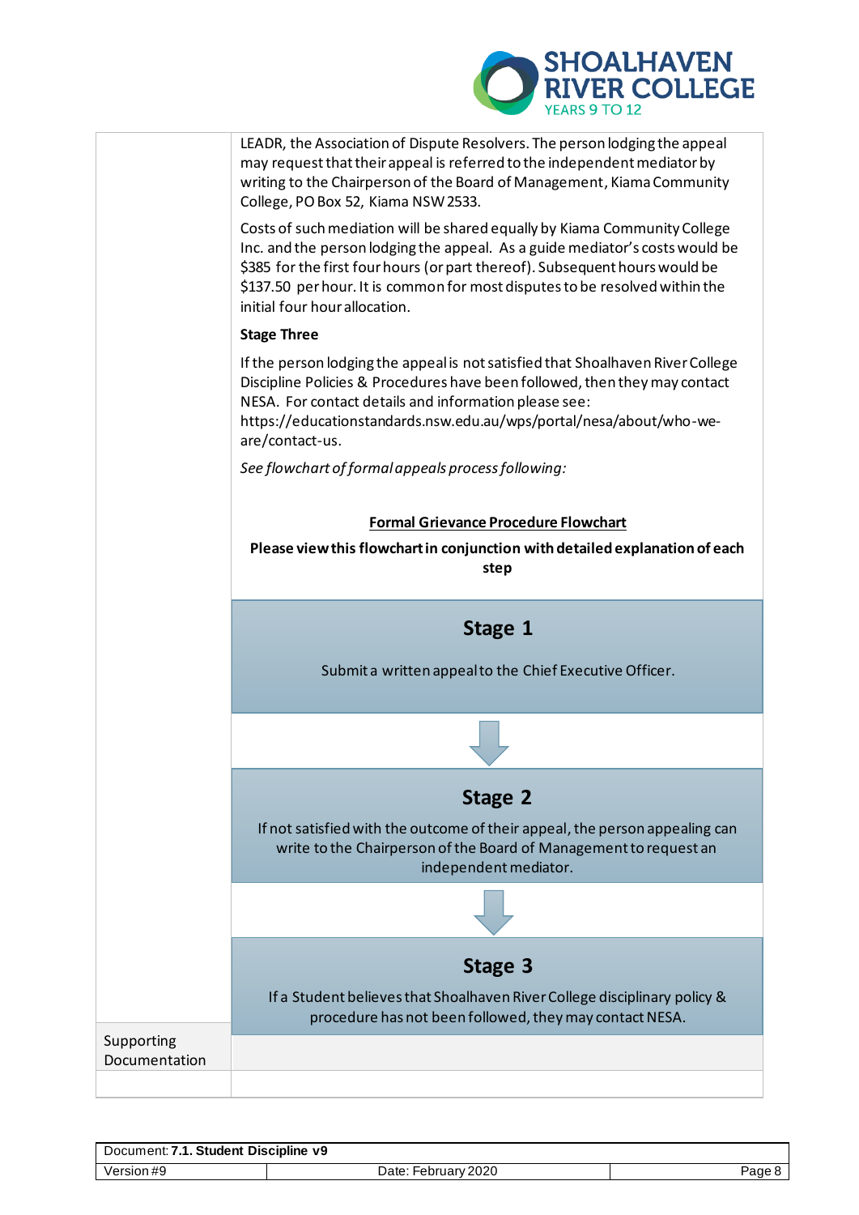LEADR, the Association of Dispute Resolvers. The person lodging the appeal may request that their appeal is referred to the independent mediator by writing to the Chairperson of the Board of Management, Kiama Community College, PO Box 52, Kiama NSW 2533.

Costs of such mediation will be shared equally by Kiama Community College Inc. and the person lodging the appeal. As a guide mediator's costs would be $385 for the first four hours (or part thereof). Subsequent hours would be $137.50 per hour. It is common for most disputes to be resolved within the initial four hour allocation.

**Stage Three**

If the person lodging the appeal is not satisfied that Shoalhaven River College Discipline Policies & Procedures have been followed, then they may contact NESA. For contact details and information please see: https://educationstandards.nsw.edu.au/wps/portal/nesa/about/who-we-are/contact-us.

*See flowchart of formal appeals process following:*

**Formal Grievance Procedure Flowchart**

**Please view this flowchart in conjunction with detailed explanation of each step**

**Stage 1**

Submit a written appeal to the Chief Executive Officer.

↓

**Stage 2**

If not satisfied with the outcome of their appeal, the person appealing can write to the Chairperson of the Board of Management to request an independent mediator.

↓

**Stage 3**

If a Student believes that Shoalhaven River College disciplinary policy & procedure has not been followed, they may contact NESA.

| Supporting Documentation | |
|---|---|
| | |